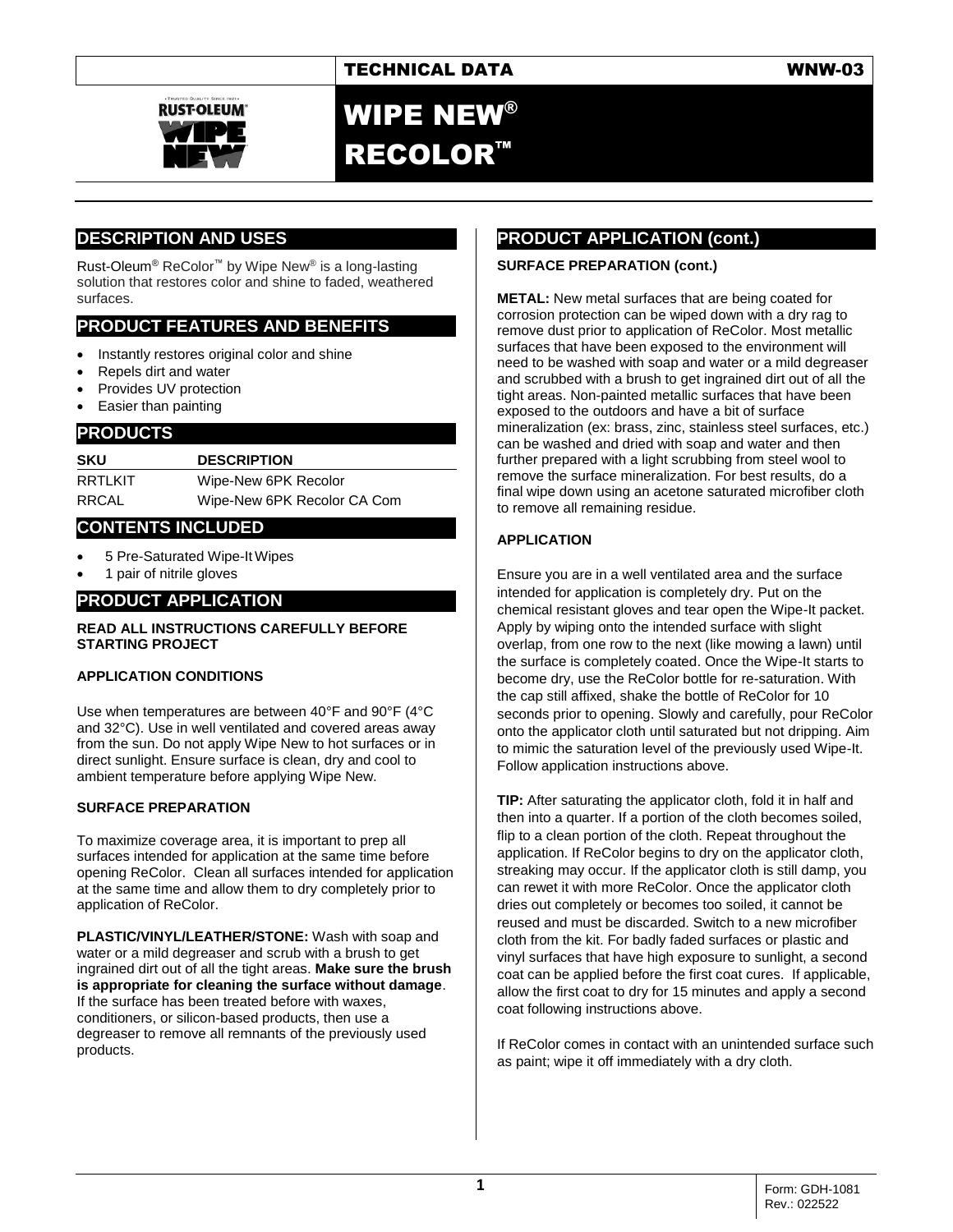TECHNICAL DATA WNW-03

# WIPE NEW® RECOLOR™

## DESCRIPTION AND USES

Rust-Oleum® ReColor™ by Wipe New® is a long-lasting solution that restores color and shine to faded, weathered surfaces.

## PRODUCT FEATURES AND BENEFITS

- Instantly restores original color and shine
- Repels dirt and water
- Provides UV protection
- Easier than painting

## PRODUCTS

| SKU | DESCRIPTION |
|---|---|
| RRTLKIT | Wipe-New 6PK Recolor |
| RRCAL | Wipe-New 6PK Recolor CA Com |

## CONTENTS INCLUDED

- 5 Pre-Saturated Wipe-It Wipes
- 1 pair of nitrile gloves

## PRODUCT APPLICATION

**READ ALL INSTRUCTIONS CAREFULLY BEFORE STARTING PROJECT**

### APPLICATION CONDITIONS

Use when temperatures are between 40°F and 90°F (4°C and 32°C). Use in well ventilated and covered areas away from the sun. Do not apply Wipe New to hot surfaces or in direct sunlight. Ensure surface is clean, dry and cool to ambient temperature before applying Wipe New.

### SURFACE PREPARATION

To maximize coverage area, it is important to prep all surfaces intended for application at the same time before opening ReColor. Clean all surfaces intended for application at the same time and allow them to dry completely prior to application of ReColor.

**PLASTIC/VINYL/LEATHER/STONE:** Wash with soap and water or a mild degreaser and scrub with a brush to get ingrained dirt out of all the tight areas. **Make sure the brush is appropriate for cleaning the surface without damage**. If the surface has been treated before with waxes, conditioners, or silicon-based products, then use a degreaser to remove all remnants of the previously used products.

## PRODUCT APPLICATION (cont.)

### SURFACE PREPARATION (cont.)

**METAL:** New metal surfaces that are being coated for corrosion protection can be wiped down with a dry rag to remove dust prior to application of ReColor. Most metallic surfaces that have been exposed to the environment will need to be washed with soap and water or a mild degreaser and scrubbed with a brush to get ingrained dirt out of all the tight areas. Non-painted metallic surfaces that have been exposed to the outdoors and have a bit of surface mineralization (ex: brass, zinc, stainless steel surfaces, etc.) can be washed and dried with soap and water and then further prepared with a light scrubbing from steel wool to remove the surface mineralization. For best results, do a final wipe down using an acetone saturated microfiber cloth to remove all remaining residue.

### APPLICATION

Ensure you are in a well ventilated area and the surface intended for application is completely dry. Put on the chemical resistant gloves and tear open the Wipe-It packet. Apply by wiping onto the intended surface with slight overlap, from one row to the next (like mowing a lawn) until the surface is completely coated. Once the Wipe-It starts to become dry, use the ReColor bottle for re-saturation. With the cap still affixed, shake the bottle of ReColor for 10 seconds prior to opening. Slowly and carefully, pour ReColor onto the applicator cloth until saturated but not dripping. Aim to mimic the saturation level of the previously used Wipe-It. Follow application instructions above.

**TIP:** After saturating the applicator cloth, fold it in half and then into a quarter. If a portion of the cloth becomes soiled, flip to a clean portion of the cloth. Repeat throughout the application. If ReColor begins to dry on the applicator cloth, streaking may occur. If the applicator cloth is still damp, you can rewet it with more ReColor. Once the applicator cloth dries out completely or becomes too soiled, it cannot be reused and must be discarded. Switch to a new microfiber cloth from the kit. For badly faded surfaces or plastic and vinyl surfaces that have high exposure to sunlight, a second coat can be applied before the first coat cures. If applicable, allow the first coat to dry for 15 minutes and apply a second coat following instructions above.

If ReColor comes in contact with an unintended surface such as paint; wipe it off immediately with a dry cloth.

Form: GDH-1081
Rev.: 022522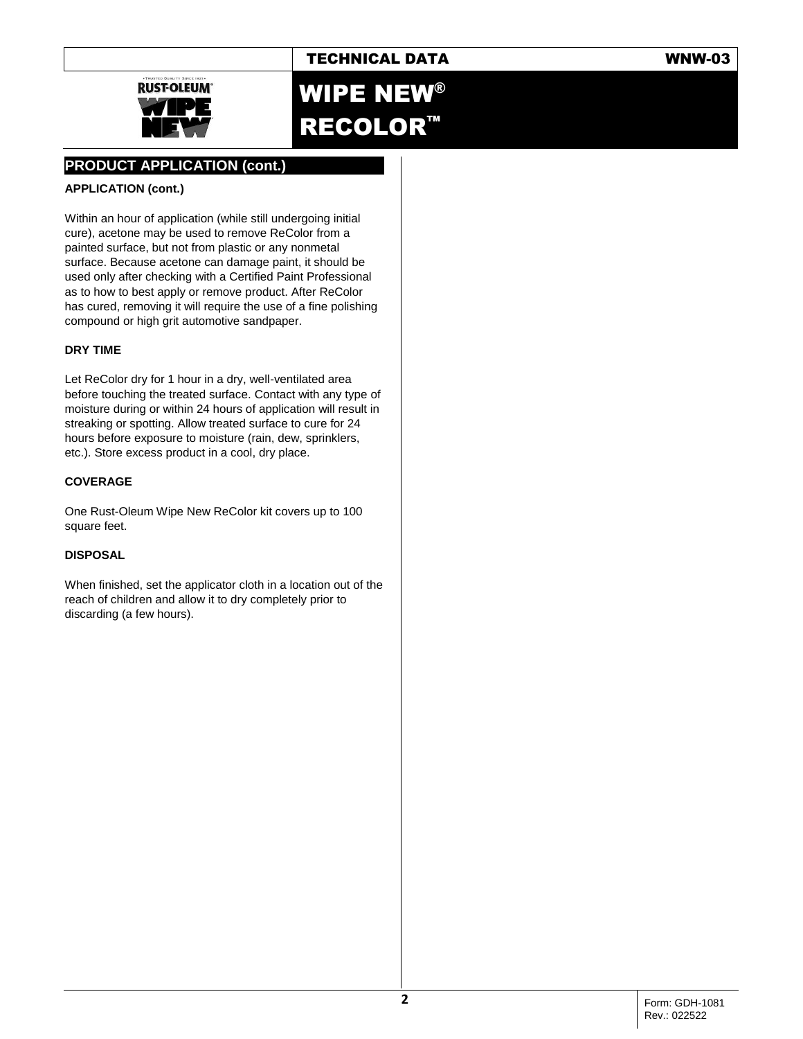## PRODUCT APPLICATION (cont.)

### APPLICATION (cont.)

Within an hour of application (while still undergoing initial cure), acetone may be used to remove ReColor from a painted surface, but not from plastic or any nonmetal surface. Because acetone can damage paint, it should be used only after checking with a Certified Paint Professional as to how to best apply or remove product. After ReColor has cured, removing it will require the use of a fine polishing compound or high grit automotive sandpaper.

### DRY TIME

Let ReColor dry for 1 hour in a dry, well-ventilated area before touching the treated surface. Contact with any type of moisture during or within 24 hours of application will result in streaking or spotting. Allow treated surface to cure for 24 hours before exposure to moisture (rain, dew, sprinklers, etc.). Store excess product in a cool, dry place.

### COVERAGE

One Rust-Oleum Wipe New ReColor kit covers up to 100 square feet.

### DISPOSAL

When finished, set the applicator cloth in a location out of the reach of children and allow it to dry completely prior to discarding (a few hours).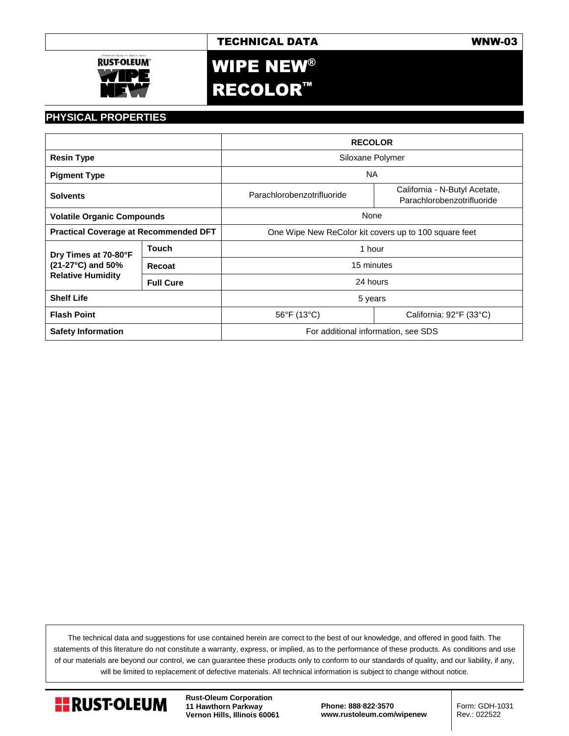TECHNICAL DATA WNW-03

# WIPE NEW® RECOLOR™

## PHYSICAL PROPERTIES

| | | RECOLOR | |
|---|---|---|---|
| **Resin Type** | | Siloxane Polymer | |
| **Pigment Type** | | NA | |
| **Solvents** | | Parachlorobenzotrifluoride | California - N-Butyl Acetate, Parachlorobenzotrifluoride |
| **Volatile Organic Compounds** | | None | |
| **Practical Coverage at Recommended DFT** | | One Wipe New ReColor kit covers up to 100 square feet | |
| **Dry Times at 70-80°F (21-27°C) and 50% Relative Humidity** | **Touch** | 1 hour | |
| | **Recoat** | 15 minutes | |
| | **Full Cure** | 24 hours | |
| **Shelf Life** | | 5 years | |
| **Flash Point** | | 56°F (13°C) | California: 92°F (33°C) |
| **Safety Information** | | For additional information, see SDS | |

The technical data and suggestions for use contained herein are correct to the best of our knowledge, and offered in good faith. The statements of this literature do not constitute a warranty, express, or implied, as to the performance of these products. As conditions and use of our materials are beyond our control, we can guarantee these products only to conform to our standards of quality, and our liability, if any, will be limited to replacement of defective materials. All technical information is subject to change without notice.

**Rust-Oleum Corporation**
**11 Hawthorn Parkway**
**Vernon Hills, Illinois 60061**

**Phone: 888·822·3570**
**www.rustoleum.com/wipenew**

Form: GDH-1031
Rev.: 022522